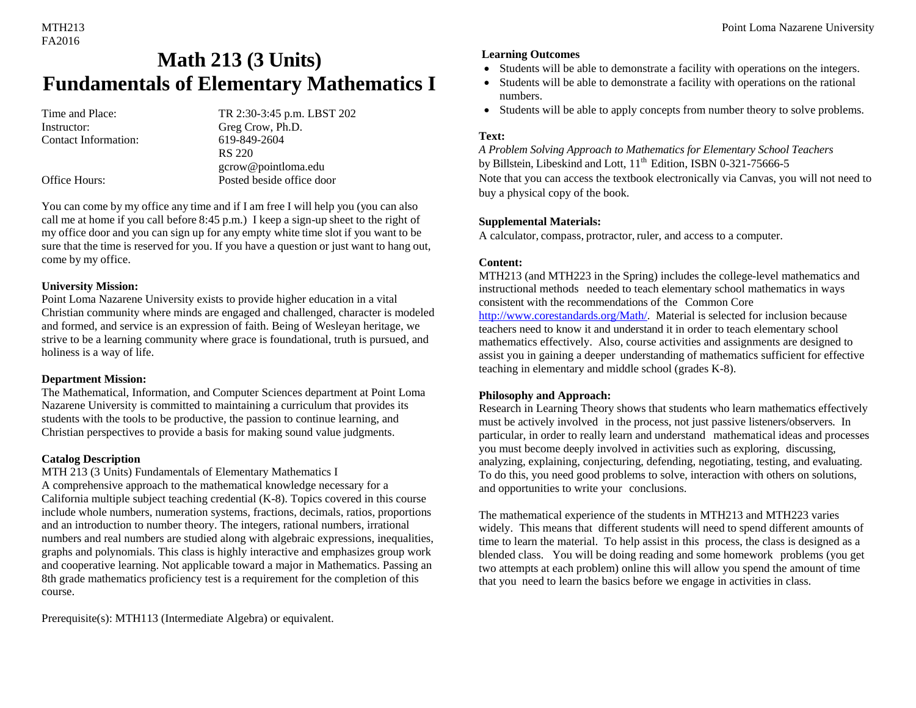# Math 213 (3 Units)
# Fundamentals of Elementary Mathematics I

| | |
|---|---|
| Time and Place: | TR 2:30-3:45 p.m. LBST 202 |
| Instructor: | Greg Crow, Ph.D. |
| Contact Information: | 619-849-2604<br>RS 220<br>gcrow@pointloma.edu |
| Office Hours: | Posted beside office door |

You can come by my office any time and if I am free I will help you (you can also call me at home if you call before 8:45 p.m.) I keep a sign-up sheet to the right of my office door and you can sign up for any empty white time slot if you want to be sure that the time is reserved for you. If you have a question or just want to hang out, come by my office.

**University Mission:**
Point Loma Nazarene University exists to provide higher education in a vital Christian community where minds are engaged and challenged, character is modeled and formed, and service is an expression of faith. Being of Wesleyan heritage, we strive to be a learning community where grace is foundational, truth is pursued, and holiness is a way of life.

**Department Mission:**
The Mathematical, Information, and Computer Sciences department at Point Loma Nazarene University is committed to maintaining a curriculum that provides its students with the tools to be productive, the passion to continue learning, and Christian perspectives to provide a basis for making sound value judgments.

**Catalog Description**
MTH 213 (3 Units) Fundamentals of Elementary Mathematics I
A comprehensive approach to the mathematical knowledge necessary for a California multiple subject teaching credential (K-8). Topics covered in this course include whole numbers, numeration systems, fractions, decimals, ratios, proportions and an introduction to number theory. The integers, rational numbers, irrational numbers and real numbers are studied along with algebraic expressions, inequalities, graphs and polynomials. This class is highly interactive and emphasizes group work and cooperative learning. Not applicable toward a major in Mathematics. Passing an 8th grade mathematics proficiency test is a requirement for the completion of this course.

Prerequisite(s): MTH113 (Intermediate Algebra) or equivalent.

**Learning Outcomes**

- Students will be able to demonstrate a facility with operations on the integers.
- Students will be able to demonstrate a facility with operations on the rational numbers.
- Students will be able to apply concepts from number theory to solve problems.

**Text:**
*A Problem Solving Approach to Mathematics for Elementary School Teachers*
by Billstein, Libeskind and Lott, 11th Edition, ISBN 0-321-75666-5
Note that you can access the textbook electronically via Canvas, you will not need to buy a physical copy of the book.

**Supplemental Materials:**
A calculator, compass, protractor, ruler, and access to a computer.

**Content:**
MTH213 (and MTH223 in the Spring) includes the college-level mathematics and instructional methods needed to teach elementary school mathematics in ways consistent with the recommendations of the Common Core http://www.corestandards.org/Math/. Material is selected for inclusion because teachers need to know it and understand it in order to teach elementary school mathematics effectively. Also, course activities and assignments are designed to assist you in gaining a deeper understanding of mathematics sufficient for effective teaching in elementary and middle school (grades K-8).

**Philosophy and Approach:**
Research in Learning Theory shows that students who learn mathematics effectively must be actively involved in the process, not just passive listeners/observers. In particular, in order to really learn and understand mathematical ideas and processes you must become deeply involved in activities such as exploring, discussing, analyzing, explaining, conjecturing, defending, negotiating, testing, and evaluating. To do this, you need good problems to solve, interaction with others on solutions, and opportunities to write your conclusions.

The mathematical experience of the students in MTH213 and MTH223 varies widely. This means that different students will need to spend different amounts of time to learn the material. To help assist in this process, the class is designed as a blended class. You will be doing reading and some homework problems (you get two attempts at each problem) online this will allow you spend the amount of time that you need to learn the basics before we engage in activities in class.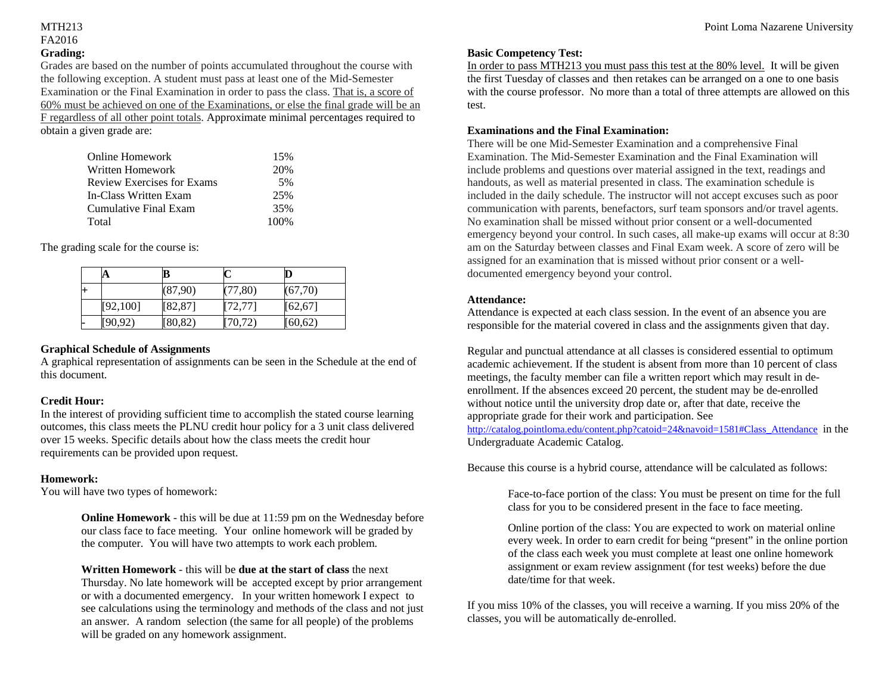### Grading:

Grades are based on the number of points accumulated throughout the course with the following exception. A student must pass at least one of the Mid-Semester Examination or the Final Examination in order to pass the class. <u>That is, a score of 60% must be achieved on one of the Examinations, or else the final grade will be an F regardless of all other point totals</u>. Approximate minimal percentages required to obtain a given grade are:

| | |
|---|---|
| Online Homework | 15% |
| Written Homework | 20% |
| Review Exercises for Exams | 5% |
| In-Class Written Exam | 25% |
| Cumulative Final Exam | 35% |
| Total | 100% |

The grading scale for the course is:

| | A | B | C | D |
|---|---|---|---|---|
| + | | (87,90) | (77,80) | (67,70) |
| | [92,100] | [82,87] | [72,77] | [62,67] |
| - | [90,92) | [80,82) | [70,72) | [60,62) |

### Graphical Schedule of Assignments

A graphical representation of assignments can be seen in the Schedule at the end of this document.

### Credit Hour:

In the interest of providing sufficient time to accomplish the stated course learning outcomes, this class meets the PLNU credit hour policy for a 3 unit class delivered over 15 weeks. Specific details about how the class meets the credit hour requirements can be provided upon request.

### Homework:

You will have two types of homework:

> **Online Homework** - this will be due at 11:59 pm on the Wednesday before our class face to face meeting. Your online homework will be graded by the computer. You will have two attempts to work each problem.
>
> **Written Homework** - this will be **due at the start of class** the next Thursday. No late homework will be accepted except by prior arrangement or with a documented emergency. In your written homework I expect to see calculations using the terminology and methods of the class and not just an answer. A random selection (the same for all people) of the problems will be graded on any homework assignment.

### Basic Competency Test:

<u>In order to pass MTH213 you must pass this test at the 80% level.</u> It will be given the first Tuesday of classes and then retakes can be arranged on a one to one basis with the course professor. No more than a total of three attempts are allowed on this test.

### Examinations and the Final Examination:

There will be one Mid-Semester Examination and a comprehensive Final Examination. The Mid-Semester Examination and the Final Examination will include problems and questions over material assigned in the text, readings and handouts, as well as material presented in class. The examination schedule is included in the daily schedule. The instructor will not accept excuses such as poor communication with parents, benefactors, surf team sponsors and/or travel agents. No examination shall be missed without prior consent or a well-documented emergency beyond your control. In such cases, all make-up exams will occur at 8:30 am on the Saturday between classes and Final Exam week. A score of zero will be assigned for an examination that is missed without prior consent or a well-documented emergency beyond your control.

### Attendance:

Attendance is expected at each class session. In the event of an absence you are responsible for the material covered in class and the assignments given that day.

Regular and punctual attendance at all classes is considered essential to optimum academic achievement. If the student is absent from more than 10 percent of class meetings, the faculty member can file a written report which may result in de-enrollment. If the absences exceed 20 percent, the student may be de-enrolled without notice until the university drop date or, after that date, receive the appropriate grade for their work and participation. See http://catalog.pointloma.edu/content.php?catoid=24&navoid=1581#Class_Attendance in the Undergraduate Academic Catalog.

Because this course is a hybrid course, attendance will be calculated as follows:

> Face-to-face portion of the class: You must be present on time for the full class for you to be considered present in the face to face meeting.
>
> Online portion of the class: You are expected to work on material online every week. In order to earn credit for being "present" in the online portion of the class each week you must complete at least one online homework assignment or exam review assignment (for test weeks) before the due date/time for that week.

If you miss 10% of the classes, you will receive a warning. If you miss 20% of the classes, you will be automatically de-enrolled.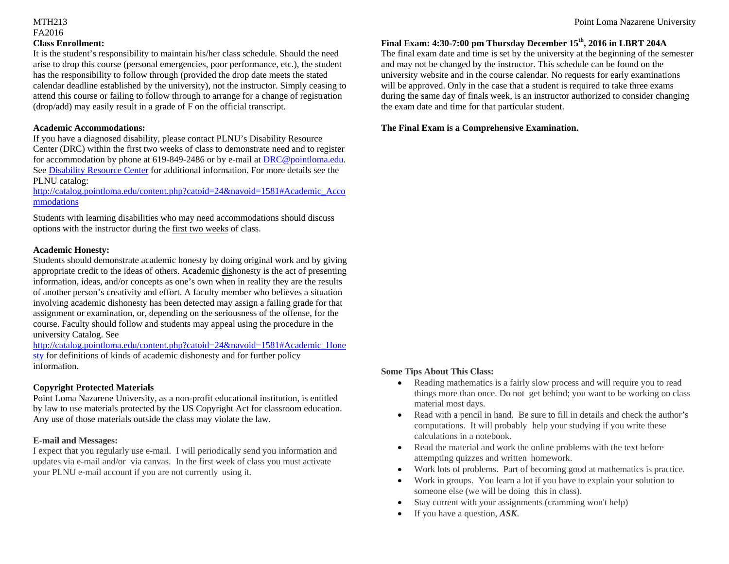### Class Enrollment:

It is the student's responsibility to maintain his/her class schedule. Should the need arise to drop this course (personal emergencies, poor performance, etc.), the student has the responsibility to follow through (provided the drop date meets the stated calendar deadline established by the university), not the instructor. Simply ceasing to attend this course or failing to follow through to arrange for a change of registration (drop/add) may easily result in a grade of F on the official transcript.

### Academic Accommodations:

If you have a diagnosed disability, please contact PLNU's Disability Resource Center (DRC) within the first two weeks of class to demonstrate need and to register for accommodation by phone at 619-849-2486 or by e-mail at DRC@pointloma.edu. See Disability Resource Center for additional information. For more details see the PLNU catalog:
http://catalog.pointloma.edu/content.php?catoid=24&navoid=1581#Academic_Accommodations

Students with learning disabilities who may need accommodations should discuss options with the instructor during the first two weeks of class.

### Academic Honesty:

Students should demonstrate academic honesty by doing original work and by giving appropriate credit to the ideas of others. Academic dishonesty is the act of presenting information, ideas, and/or concepts as one's own when in reality they are the results of another person's creativity and effort. A faculty member who believes a situation involving academic dishonesty has been detected may assign a failing grade for that assignment or examination, or, depending on the seriousness of the offense, for the course. Faculty should follow and students may appeal using the procedure in the university Catalog. See http://catalog.pointloma.edu/content.php?catoid=24&navoid=1581#Academic_Honesty for definitions of kinds of academic dishonesty and for further policy information.

### Copyright Protected Materials

Point Loma Nazarene University, as a non-profit educational institution, is entitled by law to use materials protected by the US Copyright Act for classroom education. Any use of those materials outside the class may violate the law.

### E-mail and Messages:

I expect that you regularly use e-mail. I will periodically send you information and updates via e-mail and/or via canvas. In the first week of class you must activate your PLNU e-mail account if you are not currently using it.

### Final Exam: 4:30-7:00 pm Thursday December 15th, 2016 in LBRT 204A

The final exam date and time is set by the university at the beginning of the semester and may not be changed by the instructor. This schedule can be found on the university website and in the course calendar. No requests for early examinations will be approved. Only in the case that a student is required to take three exams during the same day of finals week, is an instructor authorized to consider changing the exam date and time for that particular student.

**The Final Exam is a Comprehensive Examination.**

### Some Tips About This Class:

- Reading mathematics is a fairly slow process and will require you to read things more than once. Do not get behind; you want to be working on class material most days.
- Read with a pencil in hand. Be sure to fill in details and check the author's computations. It will probably help your studying if you write these calculations in a notebook.
- Read the material and work the online problems with the text before attempting quizzes and written homework.
- Work lots of problems. Part of becoming good at mathematics is practice.
- Work in groups. You learn a lot if you have to explain your solution to someone else (we will be doing this in class).
- Stay current with your assignments (cramming won't help)
- If you have a question, ***ASK***.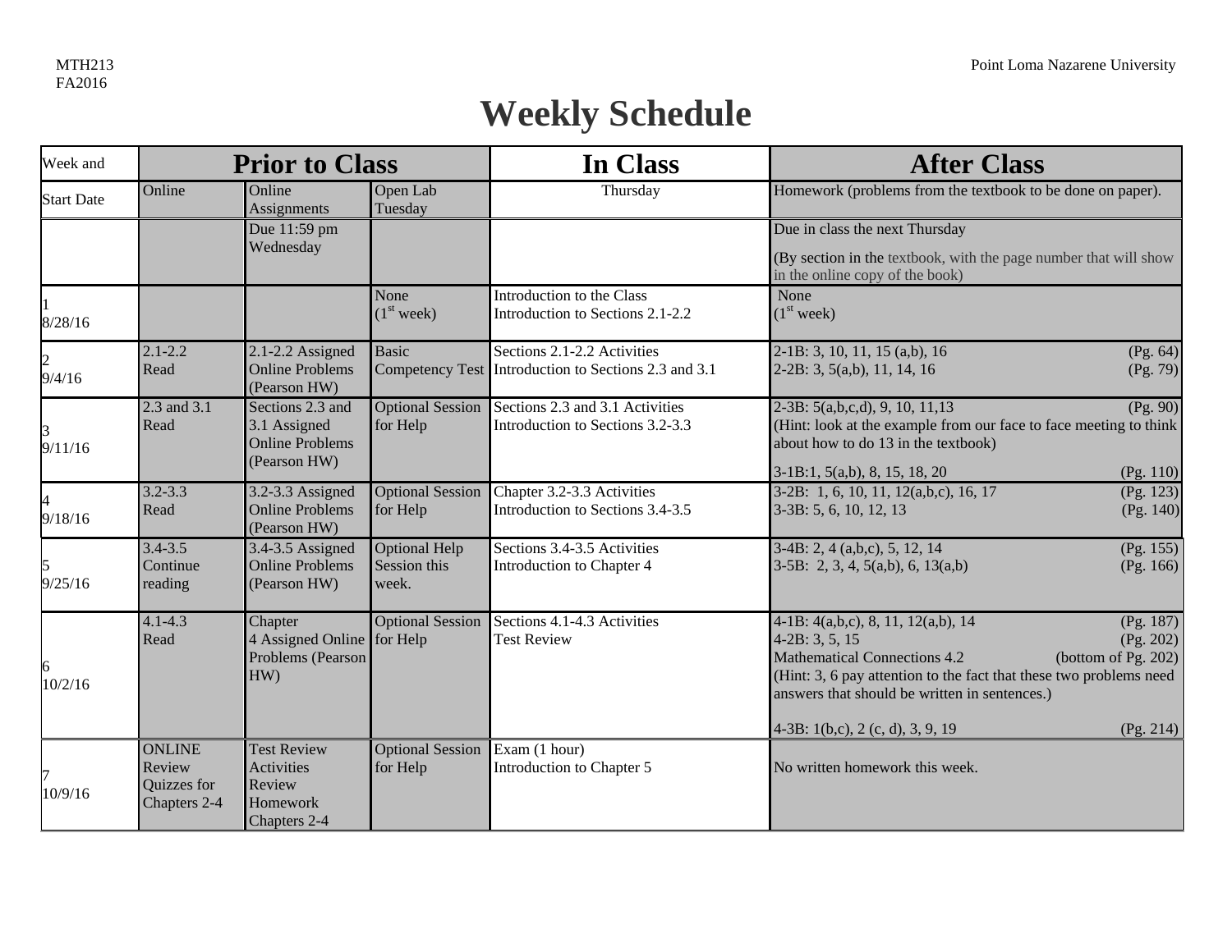# Weekly Schedule

| Week and Start Date | Prior to Class | | | In Class | After Class |
|---|---|---|---|---|---|
| | Online | Online Assignments | Open Lab Tuesday | Thursday | Homework (problems from the textbook to be done on paper). |
| | | Due 11:59 pm Wednesday | | | Due in class the next Thursday<br>(By section in the textbook, with the page number that will show in the online copy of the book) |
| 1<br>8/28/16 | | | None<br>(1st week) | Introduction to the Class<br>Introduction to Sections 2.1-2.2 | None<br>(1st week) |
| 2<br>9/4/16 | 2.1-2.2<br>Read | 2.1-2.2 Assigned Online Problems (Pearson HW) | Basic Competency Test | Sections 2.1-2.2 Activities<br>Introduction to Sections 2.3 and 3.1 | 2-1B: 3, 10, 11, 15 (a,b), 16 (Pg. 64)<br>2-2B: 3, 5(a,b), 11, 14, 16 (Pg. 79) |
| 3<br>9/11/16 | 2.3 and 3.1<br>Read | Sections 2.3 and 3.1 Assigned Online Problems (Pearson HW) | Optional Session for Help | Sections 2.3 and 3.1 Activities<br>Introduction to Sections 3.2-3.3 | 2-3B: 5(a,b,c,d), 9, 10, 11,13 (Pg. 90)<br>(Hint: look at the example from our face to face meeting to think about how to do 13 in the textbook)<br>3-1B:1, 5(a,b), 8, 15, 18, 20 (Pg. 110) |
| 4<br>9/18/16 | 3.2-3.3<br>Read | 3.2-3.3 Assigned Online Problems (Pearson HW) | Optional Session for Help | Chapter 3.2-3.3 Activities<br>Introduction to Sections 3.4-3.5 | 3-2B: 1, 6, 10, 11, 12(a,b,c), 16, 17 (Pg. 123)<br>3-3B: 5, 6, 10, 12, 13 (Pg. 140) |
| 5<br>9/25/16 | 3.4-3.5<br>Continue reading | 3.4-3.5 Assigned Online Problems (Pearson HW) | Optional Help Session this week. | Sections 3.4-3.5 Activities<br>Introduction to Chapter 4 | 3-4B: 2, 4 (a,b,c), 5, 12, 14 (Pg. 155)<br>3-5B: 2, 3, 4, 5(a,b), 6, 13(a,b) (Pg. 166) |
| 6<br>10/2/16 | 4.1-4.3<br>Read | Chapter 4 Assigned Online Problems (Pearson HW) | Optional Session for Help | Sections 4.1-4.3 Activities<br>Test Review | 4-1B: 4(a,b,c), 8, 11, 12(a,b), 14 (Pg. 187)<br>4-2B: 3, 5, 15 (Pg. 202)<br>Mathematical Connections 4.2 (bottom of Pg. 202)<br>(Hint: 3, 6 pay attention to the fact that these two problems need answers that should be written in sentences.)<br>4-3B: 1(b,c), 2 (c, d), 3, 9, 19 (Pg. 214) |
| 7<br>10/9/16 | ONLINE Review Quizzes for Chapters 2-4 | Test Review Activities Review Homework Chapters 2-4 | Optional Session for Help | Exam (1 hour)<br>Introduction to Chapter 5 | No written homework this week. |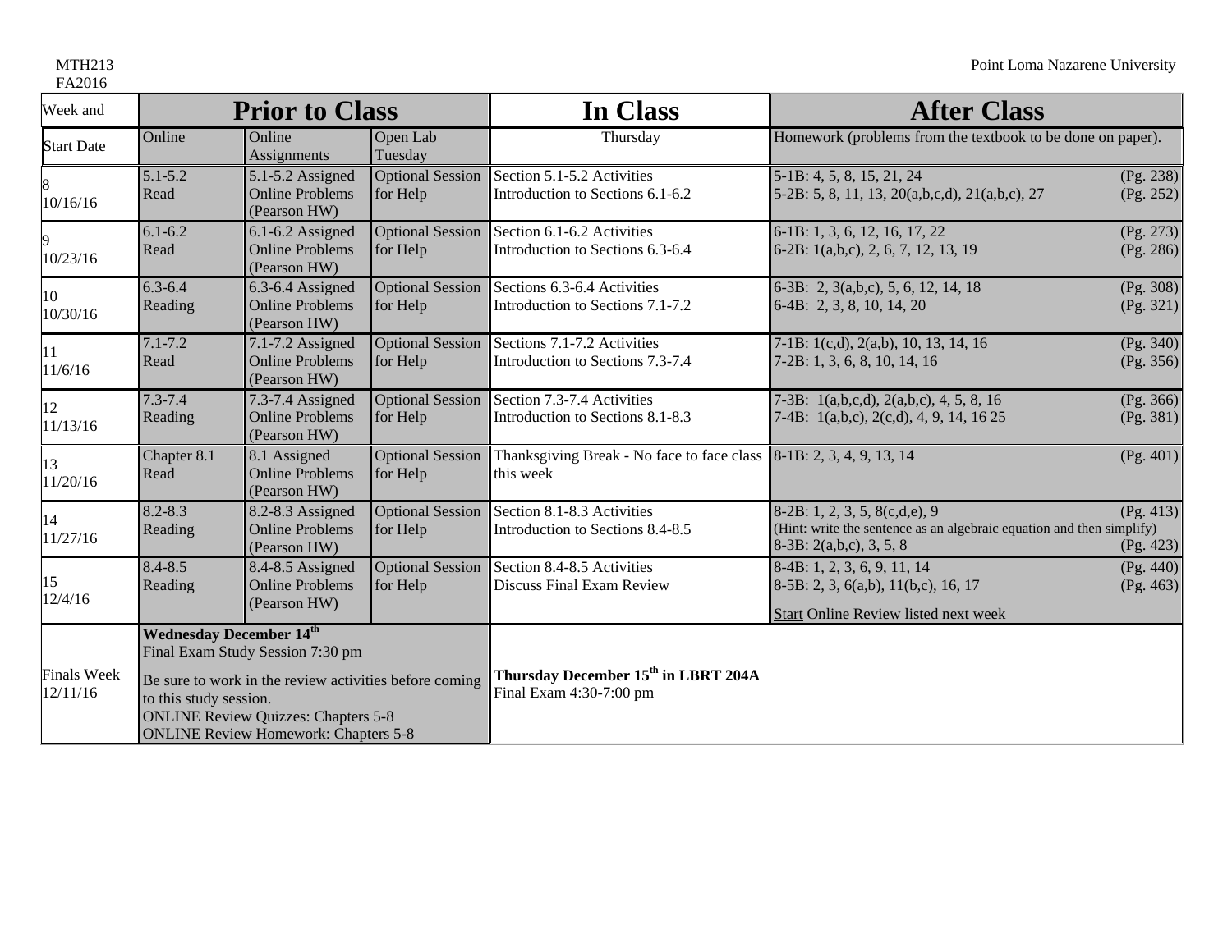| Week and | Prior to Class | | | In Class | After Class |
|---|---|---|---|---|---|
| Start Date | Online | Online Assignments | Open Lab Tuesday | Thursday | Homework (problems from the textbook to be done on paper). |
| 8 10/16/16 | 5.1-5.2 Read | 5.1-5.2 Assigned Online Problems (Pearson HW) | Optional Session for Help | Section 5.1-5.2 Activities Introduction to Sections 6.1-6.2 | 5-1B: 4, 5, 8, 15, 21, 24 (Pg. 238) 5-2B: 5, 8, 11, 13, 20(a,b,c,d), 21(a,b,c), 27 (Pg. 252) |
| 9 10/23/16 | 6.1-6.2 Read | 6.1-6.2 Assigned Online Problems (Pearson HW) | Optional Session for Help | Section 6.1-6.2 Activities Introduction to Sections 6.3-6.4 | 6-1B: 1, 3, 6, 12, 16, 17, 22 (Pg. 273) 6-2B: 1(a,b,c), 2, 6, 7, 12, 13, 19 (Pg. 286) |
| 10 10/30/16 | 6.3-6.4 Reading | 6.3-6.4 Assigned Online Problems (Pearson HW) | Optional Session for Help | Sections 6.3-6.4 Activities Introduction to Sections 7.1-7.2 | 6-3B: 2, 3(a,b,c), 5, 6, 12, 14, 18 (Pg. 308) 6-4B: 2, 3, 8, 10, 14, 20 (Pg. 321) |
| 11 11/6/16 | 7.1-7.2 Read | 7.1-7.2 Assigned Online Problems (Pearson HW) | Optional Session for Help | Sections 7.1-7.2 Activities Introduction to Sections 7.3-7.4 | 7-1B: 1(c,d), 2(a,b), 10, 13, 14, 16 (Pg. 340) 7-2B: 1, 3, 6, 8, 10, 14, 16 (Pg. 356) |
| 12 11/13/16 | 7.3-7.4 Reading | 7.3-7.4 Assigned Online Problems (Pearson HW) | Optional Session for Help | Section 7.3-7.4 Activities Introduction to Sections 8.1-8.3 | 7-3B: 1(a,b,c,d), 2(a,b,c), 4, 5, 8, 16 (Pg. 366) 7-4B: 1(a,b,c), 2(c,d), 4, 9, 14, 16 25 (Pg. 381) |
| 13 11/20/16 | Chapter 8.1 Read | 8.1 Assigned Online Problems (Pearson HW) | Optional Session for Help | Thanksgiving Break - No face to face class this week | 8-1B: 2, 3, 4, 9, 13, 14 (Pg. 401) |
| 14 11/27/16 | 8.2-8.3 Reading | 8.2-8.3 Assigned Online Problems (Pearson HW) | Optional Session for Help | Section 8.1-8.3 Activities Introduction to Sections 8.4-8.5 | 8-2B: 1, 2, 3, 5, 8(c,d,e), 9 (Pg. 413) (Hint: write the sentence as an algebraic equation and then simplify) 8-3B: 2(a,b,c), 3, 5, 8 (Pg. 423) |
| 15 12/4/16 | 8.4-8.5 Reading | 8.4-8.5 Assigned Online Problems (Pearson HW) | Optional Session for Help | Section 8.4-8.5 Activities Discuss Final Exam Review | 8-4B: 1, 2, 3, 6, 9, 11, 14 (Pg. 440) 8-5B: 2, 3, 6(a,b), 11(b,c), 16, 17 (Pg. 463) Start Online Review listed next week |
| Finals Week 12/11/16 | **Wednesday December 14th** Final Exam Study Session 7:30 pm Be sure to work in the review activities before coming to this study session. ONLINE Review Quizzes: Chapters 5-8 ONLINE Review Homework: Chapters 5-8 | | | **Thursday December 15th in LBRT 204A** Final Exam 4:30-7:00 pm | |